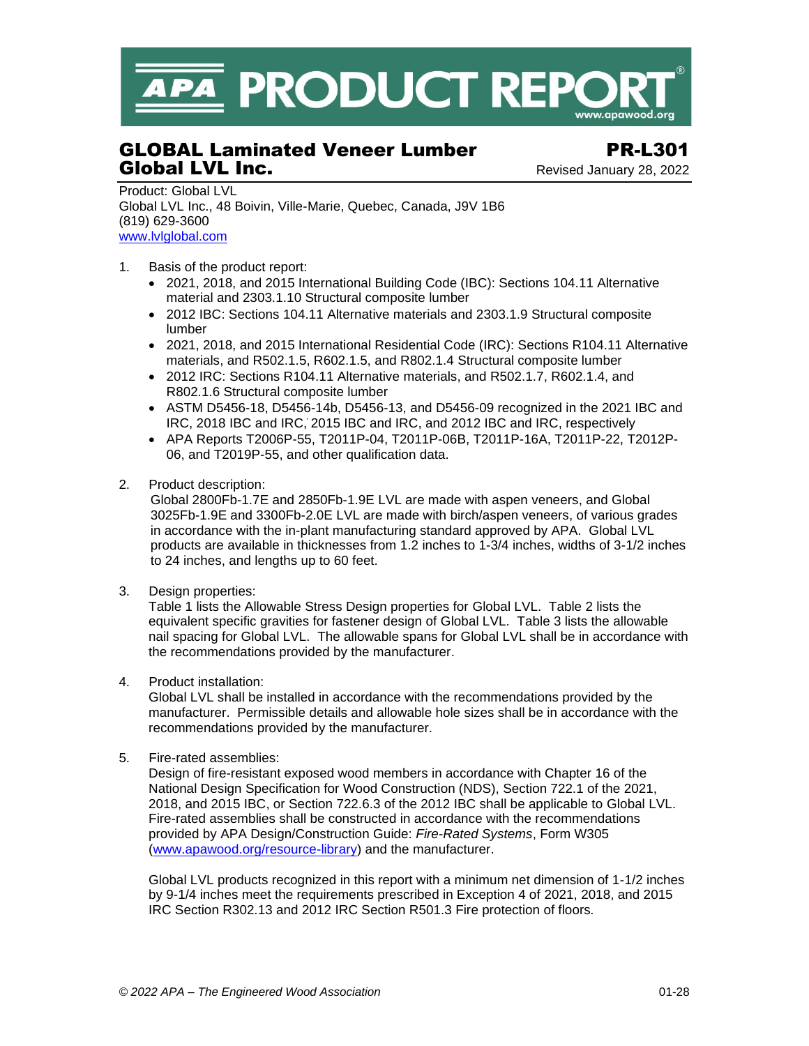# APA PRODUCT REPORT®

www.apawood.org

## GLOBAL Laminated Veneer Lumber — PR-L301

## Global LVL Inc.

Revised January 28, 2022

Product: Global LVL
Global LVL Inc., 48 Boivin, Ville-Marie, Quebec, Canada, J9V 1B6
(819) 629-3600
www.lvlglobal.com

1. Basis of the product report:
   - 2021, 2018, and 2015 International Building Code (IBC): Sections 104.11 Alternative material and 2303.1.10 Structural composite lumber
   - 2012 IBC: Sections 104.11 Alternative materials and 2303.1.9 Structural composite lumber
   - 2021, 2018, and 2015 International Residential Code (IRC): Sections R104.11 Alternative materials, and R502.1.5, R602.1.5, and R802.1.4 Structural composite lumber
   - 2012 IRC: Sections R104.11 Alternative materials, and R502.1.7, R602.1.4, and R802.1.6 Structural composite lumber
   - ASTM D5456-18, D5456-14b, D5456-13, and D5456-09 recognized in the 2021 IBC and IRC, 2018 IBC and IRC, 2015 IBC and IRC, and 2012 IBC and IRC, respectively
   - APA Reports T2006P-55, T2011P-04, T2011P-06B, T2011P-16A, T2011P-22, T2012P-06, and T2019P-55, and other qualification data.

2. Product description:
   Global 2800Fb-1.7E and 2850Fb-1.9E LVL are made with aspen veneers, and Global 3025Fb-1.9E and 3300Fb-2.0E LVL are made with birch/aspen veneers, of various grades in accordance with the in-plant manufacturing standard approved by APA. Global LVL products are available in thicknesses from 1.2 inches to 1-3/4 inches, widths of 3-1/2 inches to 24 inches, and lengths up to 60 feet.

3. Design properties:
   Table 1 lists the Allowable Stress Design properties for Global LVL. Table 2 lists the equivalent specific gravities for fastener design of Global LVL. Table 3 lists the allowable nail spacing for Global LVL. The allowable spans for Global LVL shall be in accordance with the recommendations provided by the manufacturer.

4. Product installation:
   Global LVL shall be installed in accordance with the recommendations provided by the manufacturer. Permissible details and allowable hole sizes shall be in accordance with the recommendations provided by the manufacturer.

5. Fire-rated assemblies:
   Design of fire-resistant exposed wood members in accordance with Chapter 16 of the National Design Specification for Wood Construction (NDS), Section 722.1 of the 2021, 2018, and 2015 IBC, or Section 722.6.3 of the 2012 IBC shall be applicable to Global LVL. Fire-rated assemblies shall be constructed in accordance with the recommendations provided by APA Design/Construction Guide: *Fire-Rated Systems*, Form W305 (www.apawood.org/resource-library) and the manufacturer.

   Global LVL products recognized in this report with a minimum net dimension of 1-1/2 inches by 9-1/4 inches meet the requirements prescribed in Exception 4 of 2021, 2018, and 2015 IRC Section R302.13 and 2012 IRC Section R501.3 Fire protection of floors.

*© 2022 APA – The Engineered Wood Association*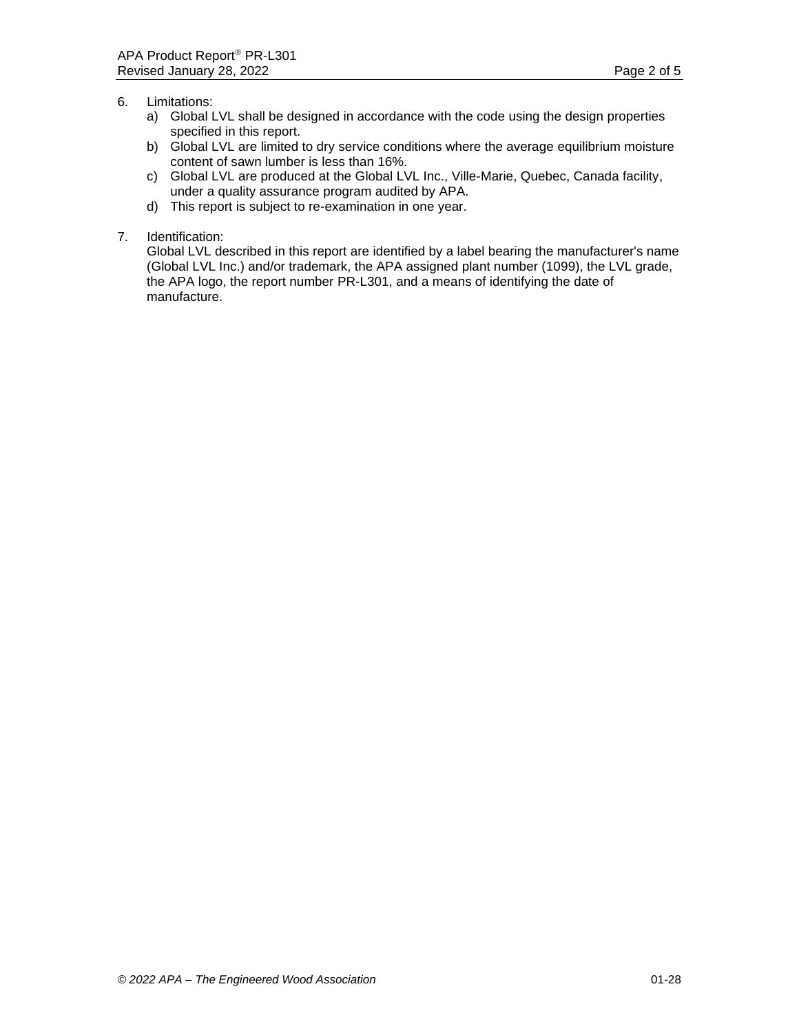6. Limitations:
   a) Global LVL shall be designed in accordance with the code using the design properties specified in this report.
   b) Global LVL are limited to dry service conditions where the average equilibrium moisture content of sawn lumber is less than 16%.
   c) Global LVL are produced at the Global LVL Inc., Ville-Marie, Quebec, Canada facility, under a quality assurance program audited by APA.
   d) This report is subject to re-examination in one year.

7. Identification:
   Global LVL described in this report are identified by a label bearing the manufacturer's name (Global LVL Inc.) and/or trademark, the APA assigned plant number (1099), the LVL grade, the APA logo, the report number PR-L301, and a means of identifying the date of manufacture.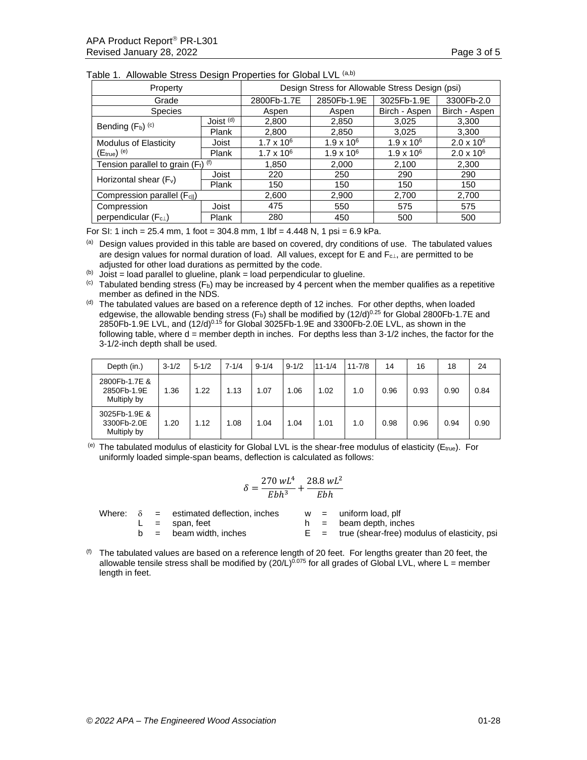Table 1. Allowable Stress Design Properties for Global LVL [(a,b)]

| Property | | Design Stress for Allowable Stress Design (psi) | | | |
|---|---|---|---|---|---|
| Grade | | 2800Fb-1.7E | 2850Fb-1.9E | 3025Fb-1.9E | 3300Fb-2.0 |
| Species | | Aspen | Aspen | Birch - Aspen | Birch - Aspen |
| Bending ($F_b$) [(c)] | Joist [(d)] | 2,800 | 2,850 | 3,025 | 3,300 |
| | Plank | 2,800 | 2,850 | 3,025 | 3,300 |
| Modulus of Elasticity ($E_{true}$) [(e)] | Joist | $1.7 \times 10^6$ | $1.9 \times 10^6$ | $1.9 \times 10^6$ | $2.0 \times 10^6$ |
| | Plank | $1.7 \times 10^6$ | $1.9 \times 10^6$ | $1.9 \times 10^6$ | $2.0 \times 10^6$ |
| Tension parallel to grain ($F_t$) [(f)] | | 1,850 | 2,000 | 2,100 | 2,300 |
| Horizontal shear ($F_v$) | Joist | 220 | 250 | 290 | 290 |
| | Plank | 150 | 150 | 150 | 150 |
| Compression parallel ($F_{c\|\|}$) | | 2,600 | 2,900 | 2,700 | 2,700 |
| Compression perpendicular ($F_{c\perp}$) | Joist | 475 | 550 | 575 | 575 |
| | Plank | 280 | 450 | 500 | 500 |

For SI: 1 inch = 25.4 mm, 1 foot = 304.8 mm, 1 lbf = 4.448 N, 1 psi = 6.9 kPa.

(a) Design values provided in this table are based on covered, dry conditions of use. The tabulated values are design values for normal duration of load. All values, except for E and $F_{c\perp}$, are permitted to be adjusted for other load durations as permitted by the code.

(b) Joist = load parallel to glueline, plank = load perpendicular to glueline.

(c) Tabulated bending stress ($F_b$) may be increased by 4 percent when the member qualifies as a repetitive member as defined in the NDS.

(d) The tabulated values are based on a reference depth of 12 inches. For other depths, when loaded edgewise, the allowable bending stress ($F_b$) shall be modified by $(12/d)^{0.25}$ for Global 2800Fb-1.7E and 2850Fb-1.9E LVL, and $(12/d)^{0.15}$ for Global 3025Fb-1.9E and 3300Fb-2.0E LVL, as shown in the following table, where d = member depth in inches. For depths less than 3-1/2 inches, the factor for the 3-1/2-inch depth shall be used.

| Depth (in.) | 3-1/2 | 5-1/2 | 7-1/4 | 9-1/4 | 9-1/2 | 11-1/4 | 11-7/8 | 14 | 16 | 18 | 24 |
|---|---|---|---|---|---|---|---|---|---|---|---|
| 2800Fb-1.7E & 2850Fb-1.9E Multiply by | 1.36 | 1.22 | 1.13 | 1.07 | 1.06 | 1.02 | 1.0 | 0.96 | 0.93 | 0.90 | 0.84 |
| 3025Fb-1.9E & 3300Fb-2.0E Multiply by | 1.20 | 1.12 | 1.08 | 1.04 | 1.04 | 1.01 | 1.0 | 0.98 | 0.96 | 0.94 | 0.90 |

(e) The tabulated modulus of elasticity for Global LVL is the shear-free modulus of elasticity ($E_{true}$). For uniformly loaded simple-span beams, deflection is calculated as follows:

$$\delta = \frac{270\, wL^4}{Ebh^3} + \frac{28.8\, wL^2}{Ebh}$$

Where:
- $\delta$ = estimated deflection, inches
- L = span, feet
- b = beam width, inches
- w = uniform load, plf
- h = beam depth, inches
- E = true (shear-free) modulus of elasticity, psi

(f) The tabulated values are based on a reference length of 20 feet. For lengths greater than 20 feet, the allowable tensile stress shall be modified by $(20/L)^{0.075}$ for all grades of Global LVL, where L = member length in feet.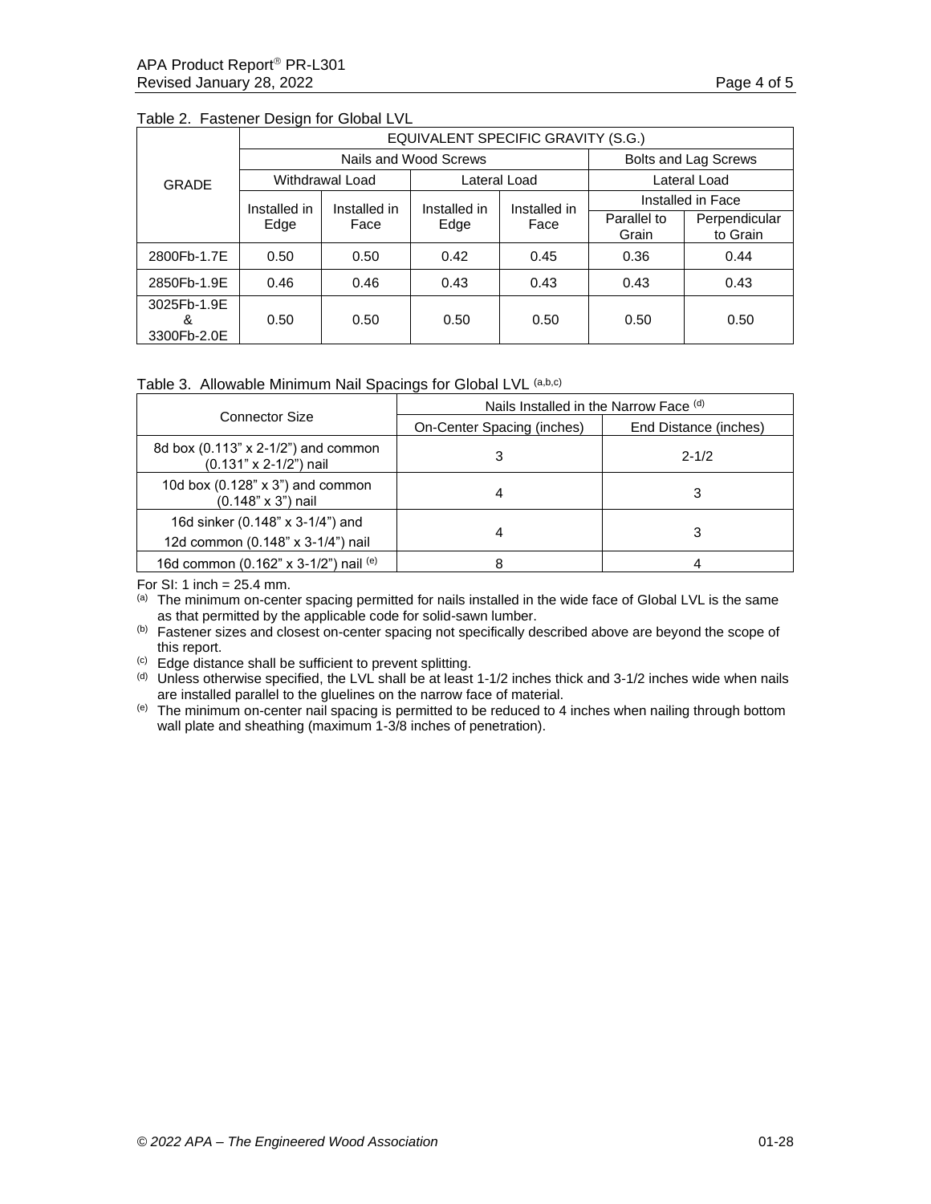Table 2. Fastener Design for Global LVL

| GRADE | EQUIVALENT SPECIFIC GRAVITY (S.G.) | | | | | |
|---|---|---|---|---|---|---|
| | Nails and Wood Screws | | | | Bolts and Lag Screws | |
| | Withdrawal Load | | Lateral Load | | Lateral Load | |
| | Installed in Edge | Installed in Face | Installed in Edge | Installed in Face | Installed in Face | |
| | | | | | Parallel to Grain | Perpendicular to Grain |
| 2800Fb-1.7E | 0.50 | 0.50 | 0.42 | 0.45 | 0.36 | 0.44 |
| 2850Fb-1.9E | 0.46 | 0.46 | 0.43 | 0.43 | 0.43 | 0.43 |
| 3025Fb-1.9E & 3300Fb-2.0E | 0.50 | 0.50 | 0.50 | 0.50 | 0.50 | 0.50 |

Table 3. Allowable Minimum Nail Spacings for Global LVL [a,b,c]

| Connector Size | Nails Installed in the Narrow Face [d] | |
|---|---|---|
| | On-Center Spacing (inches) | End Distance (inches) |
| 8d box (0.113" x 2-1/2") and common (0.131" x 2-1/2") nail | 3 | 2-1/2 |
| 10d box (0.128" x 3") and common (0.148" x 3") nail | 4 | 3 |
| 16d sinker (0.148" x 3-1/4") and 12d common (0.148" x 3-1/4") nail | 4 | 3 |
| 16d common (0.162" x 3-1/2") nail [e] | 8 | 4 |

For SI: 1 inch = 25.4 mm.

[a] The minimum on-center spacing permitted for nails installed in the wide face of Global LVL is the same as that permitted by the applicable code for solid-sawn lumber.

[b] Fastener sizes and closest on-center spacing not specifically described above are beyond the scope of this report.

[c] Edge distance shall be sufficient to prevent splitting.

[d] Unless otherwise specified, the LVL shall be at least 1-1/2 inches thick and 3-1/2 inches wide when nails are installed parallel to the gluelines on the narrow face of material.

[e] The minimum on-center nail spacing is permitted to be reduced to 4 inches when nailing through bottom wall plate and sheathing (maximum 1-3/8 inches of penetration).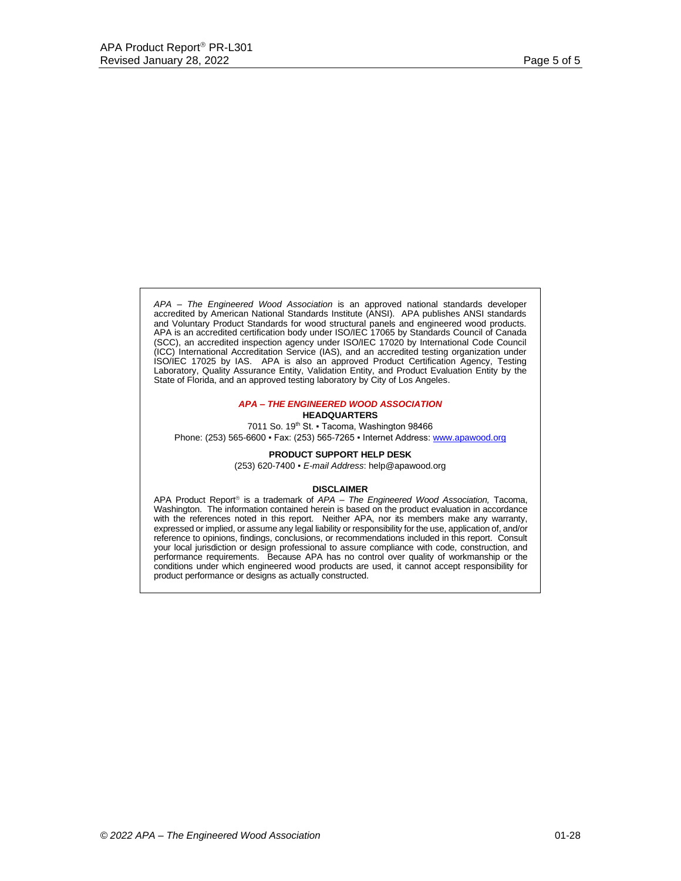*APA – The Engineered Wood Association* is an approved national standards developer accredited by American National Standards Institute (ANSI). APA publishes ANSI standards and Voluntary Product Standards for wood structural panels and engineered wood products. APA is an accredited certification body under ISO/IEC 17065 by Standards Council of Canada (SCC), an accredited inspection agency under ISO/IEC 17020 by International Code Council (ICC) International Accreditation Service (IAS), and an accredited testing organization under ISO/IEC 17025 by IAS. APA is also an approved Product Certification Agency, Testing Laboratory, Quality Assurance Entity, Validation Entity, and Product Evaluation Entity by the State of Florida, and an approved testing laboratory by City of Los Angeles.

***APA – THE ENGINEERED WOOD ASSOCIATION***

**HEADQUARTERS**

7011 So. 19th St. ▪ Tacoma, Washington 98466

Phone: (253) 565-6600 ▪ Fax: (253) 565-7265 ▪ Internet Address: www.apawood.org

**PRODUCT SUPPORT HELP DESK**

(253) 620-7400 ▪ *E-mail Address*: help@apawood.org

**DISCLAIMER**

APA Product Report® is a trademark of *APA – The Engineered Wood Association,* Tacoma, Washington. The information contained herein is based on the product evaluation in accordance with the references noted in this report. Neither APA, nor its members make any warranty, expressed or implied, or assume any legal liability or responsibility for the use, application of, and/or reference to opinions, findings, conclusions, or recommendations included in this report. Consult your local jurisdiction or design professional to assure compliance with code, construction, and performance requirements. Because APA has no control over quality of workmanship or the conditions under which engineered wood products are used, it cannot accept responsibility for product performance or designs as actually constructed.